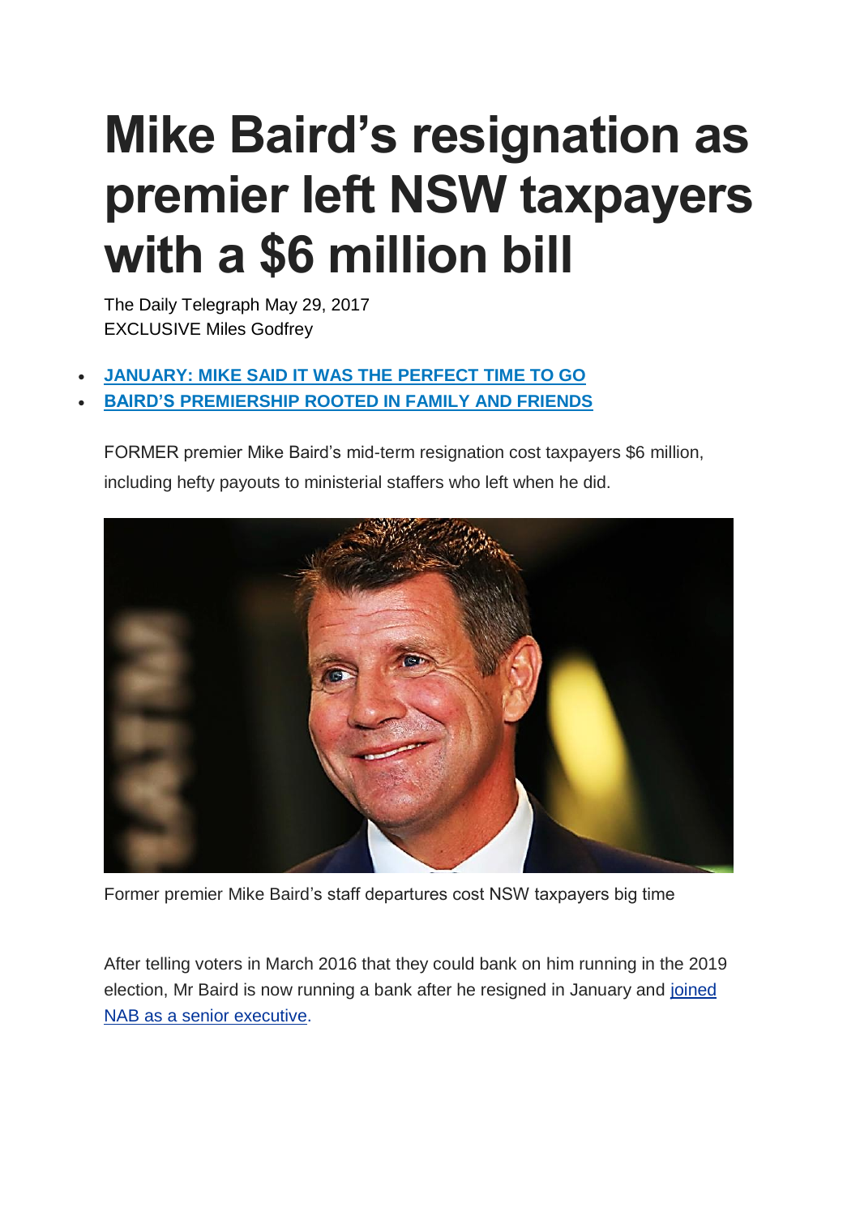# Mike Baird's resignation as premier left NSW taxpayers with a $6 million bill

The Daily Telegraph May 29, 2017
EXCLUSIVE Miles Godfrey

- **JANUARY: MIKE SAID IT WAS THE PERFECT TIME TO GO**
- **BAIRD'S PREMIERSHIP ROOTED IN FAMILY AND FRIENDS**

FORMER premier Mike Baird's mid-term resignation cost taxpayers $6 million, including hefty payouts to ministerial staffers who left when he did.

Former premier Mike Baird's staff departures cost NSW taxpayers big time

After telling voters in March 2016 that they could bank on him running in the 2019 election, Mr Baird is now running a bank after he resigned in January and joined NAB as a senior executive.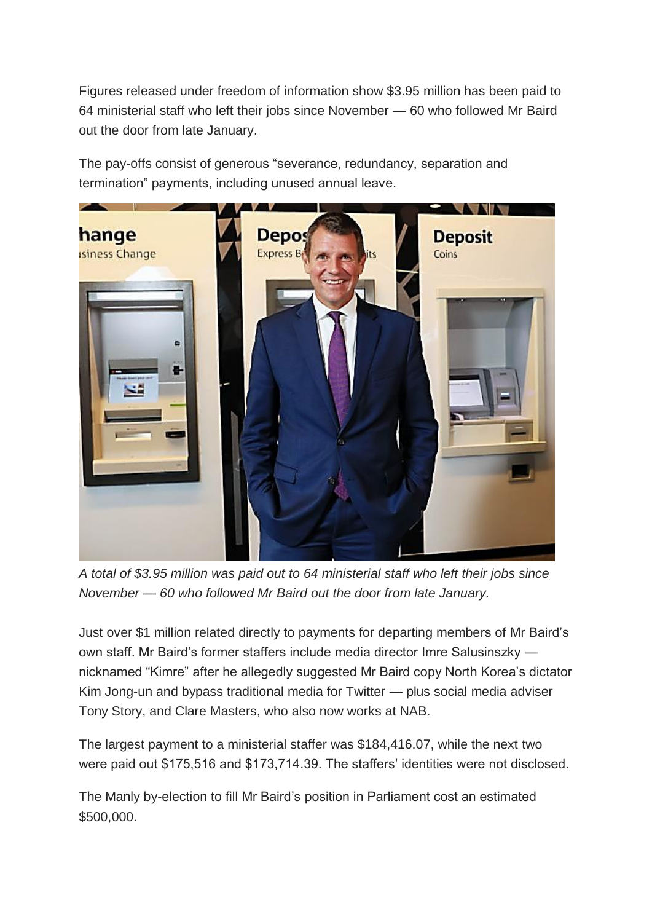Figures released under freedom of information show $3.95 million has been paid to 64 ministerial staff who left their jobs since November — 60 who followed Mr Baird out the door from late January.

The pay-offs consist of generous “severance, redundancy, separation and termination” payments, including unused annual leave.

*A total of $3.95 million was paid out to 64 ministerial staff who left their jobs since November — 60 who followed Mr Baird out the door from late January.*

Just over $1 million related directly to payments for departing members of Mr Baird’s own staff. Mr Baird’s former staffers include media director Imre Salusinszky — nicknamed “Kimre” after he allegedly suggested Mr Baird copy North Korea’s dictator Kim Jong-un and bypass traditional media for Twitter — plus social media adviser Tony Story, and Clare Masters, who also now works at NAB.

The largest payment to a ministerial staffer was $184,416.07, while the next two were paid out $175,516 and $173,714.39. The staffers’ identities were not disclosed.

The Manly by-election to fill Mr Baird’s position in Parliament cost an estimated $500,000.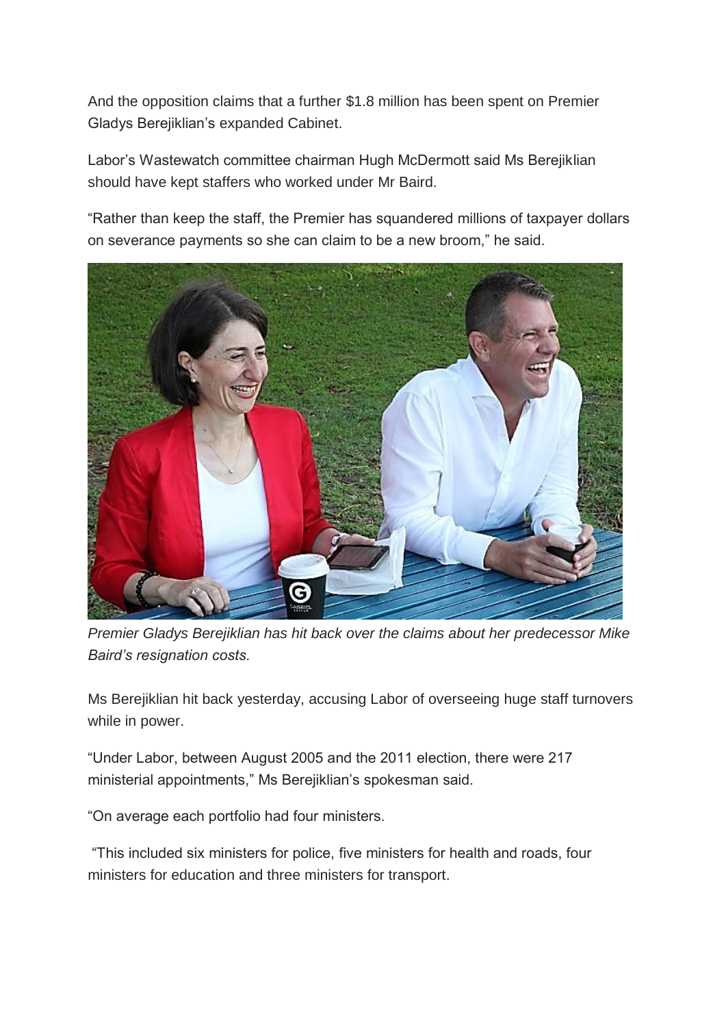And the opposition claims that a further $1.8 million has been spent on Premier Gladys Berejiklian's expanded Cabinet.

Labor's Wastewatch committee chairman Hugh McDermott said Ms Berejiklian should have kept staffers who worked under Mr Baird.

"Rather than keep the staff, the Premier has squandered millions of taxpayer dollars on severance payments so she can claim to be a new broom," he said.

*Premier Gladys Berejiklian has hit back over the claims about her predecessor Mike Baird's resignation costs.*

Ms Berejiklian hit back yesterday, accusing Labor of overseeing huge staff turnovers while in power.

"Under Labor, between August 2005 and the 2011 election, there were 217 ministerial appointments," Ms Berejiklian's spokesman said.

"On average each portfolio had four ministers.

"This included six ministers for police, five ministers for health and roads, four ministers for education and three ministers for transport.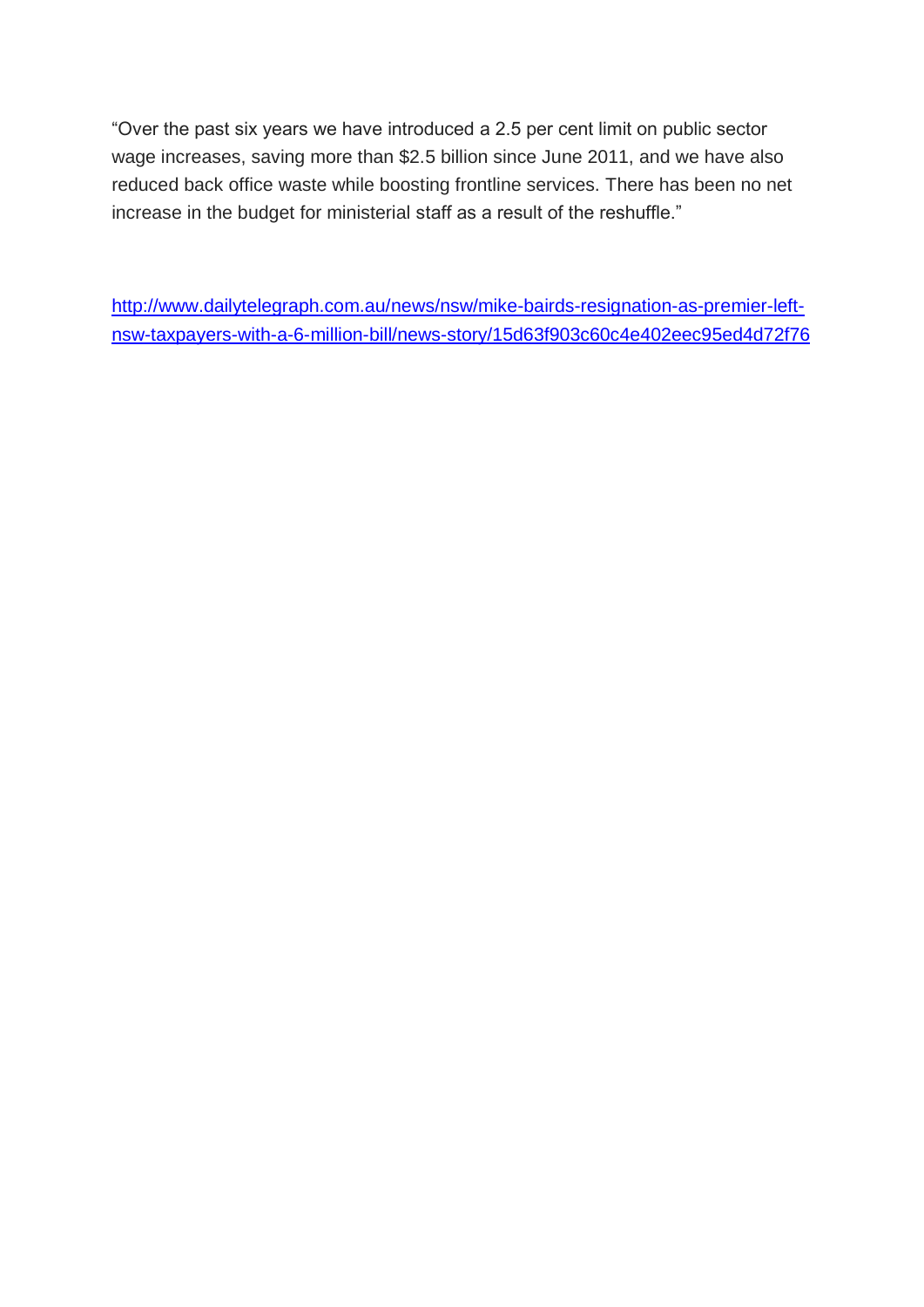"Over the past six years we have introduced a 2.5 per cent limit on public sector wage increases, saving more than $2.5 billion since June 2011, and we have also reduced back office waste while boosting frontline services. There has been no net increase in the budget for ministerial staff as a result of the reshuffle."

[http://www.dailytelegraph.com.au/news/nsw/mike-bairds-resignation-as-premier-left-nsw-taxpayers-with-a-6-million-bill/news-story/15d63f903c60c4e402eec95ed4d72f76](http://www.dailytelegraph.com.au/news/nsw/mike-bairds-resignation-as-premier-left-nsw-taxpayers-with-a-6-million-bill/news-story/15d63f903c60c4e402eec95ed4d72f76)